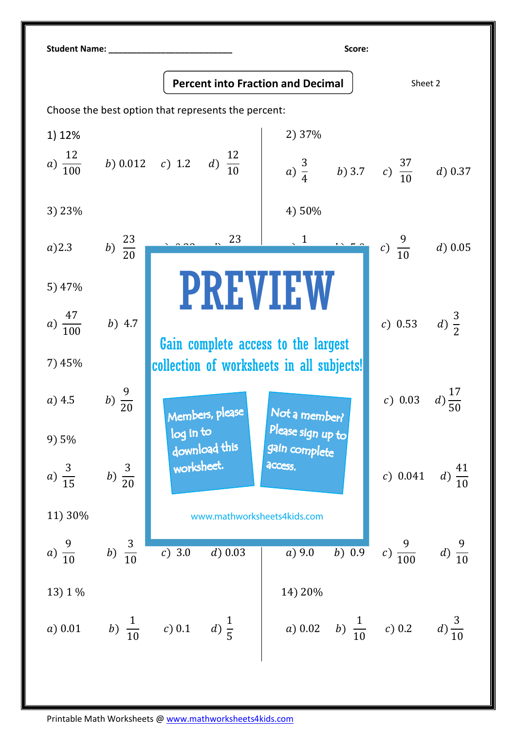Student Name: ___________________________ Score:

**Percent into Fraction and Decimal**

Sheet 2

Choose the best option that represents the percent:

1) 12%

$a)\ \frac{12}{100}$ $b)\ 0.012$ $c)\ 1.2$ $d)\ \frac{12}{10}$

2) 37%

$a)\ \frac{3}{4}$ $b)\ 3.7$ $c)\ \frac{37}{10}$ $d)\ 0.37$

3) 23%

$a) 2.3$ $b)\ \frac{23}{20}$

4) 50%

$c)\ \frac{9}{10}$ $d)\ 0.05$

5) 47%

$a)\ \frac{47}{100}$ $b)\ 4.7$

$c)\ 0.53$ $d)\ \frac{3}{2}$

7) 45%

$a)\ 4.5$ $b)\ \frac{9}{20}$

$c)\ 0.03$ $d)\ \frac{17}{50}$

9) 5%

$a)\ \frac{3}{15}$ $b)\ \frac{3}{20}$

$c)\ 0.041$ $d)\ \frac{41}{10}$

11) 30%

$a)\ \frac{9}{10}$ $b)\ \frac{3}{10}$ $c)\ 3.0$ $d)\ 0.03$

$a)\ 9.0$ $b)\ 0.9$ $c)\ \frac{9}{100}$ $d)\ \frac{9}{10}$

13) 1 %

$a)\ 0.01$ $b)\ \frac{1}{10}$ $c)\ 0.1$ $d)\ \frac{1}{5}$

14) 20%

$a)\ 0.02$ $b)\ \frac{1}{10}$ $c)\ 0.2$ $d)\ \frac{3}{10}$

PREVIEW

Gain complete access to the largest collection of worksheets in all subjects!

Members, please log in to download this worksheet.

Not a member? Please sign up to gain complete access.

www.mathworksheets4kids.com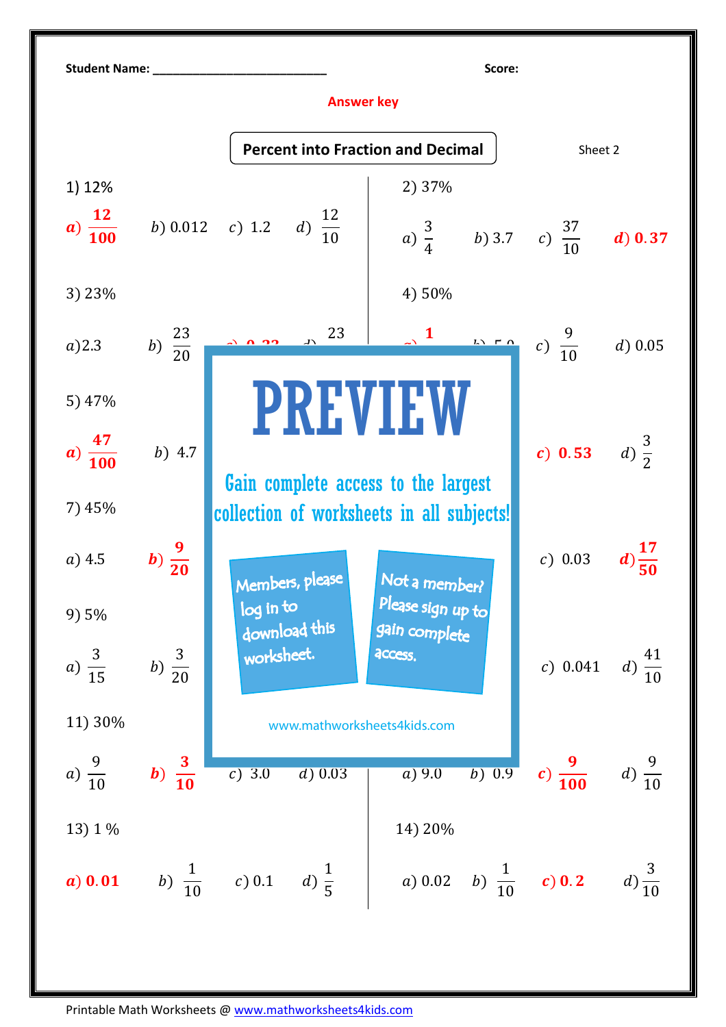Student Name: ___________________________ Score:

Answer key

## Percent into Fraction and Decimal

Sheet 2

1) 12%

**a) $\frac{12}{100}$** b) 0.012 c) 1.2 d) $\frac{12}{10}$

2) 37%

a) $\frac{3}{4}$ b) 3.7 c) $\frac{37}{10}$ **d) 0.37**

3) 23%

a) 2.3 b) $\frac{23}{20}$ c) 0.23 d) $\frac{23}{}$

4) 50%

a) $\frac{1}{}$ b) 5.0 c) $\frac{9}{10}$ d) 0.05

5) 47%

**a) $\frac{47}{100}$** b) 4.7

**c) 0.53** d) $\frac{3}{2}$

7) 45%

a) 4.5 **b) $\frac{9}{20}$**

c) 0.03 **d) $\frac{17}{50}$**

9) 5%

a) $\frac{3}{15}$ b) $\frac{3}{20}$

c) 0.041 d) $\frac{41}{10}$

PREVIEW

Gain complete access to the largest collection of worksheets in all subjects!

Members, please log in to download this worksheet.

Not a member? Please sign up to gain complete access.

www.mathworksheets4kids.com

11) 30%

a) $\frac{9}{10}$ **b) $\frac{3}{10}$** c) 3.0 d) 0.03

a) 9.0 b) 0.9 **c) $\frac{9}{100}$** d) $\frac{9}{10}$

13) 1 %

**a) 0.01** b) $\frac{1}{10}$ c) 0.1 d) $\frac{1}{5}$

14) 20%

a) 0.02 b) $\frac{1}{10}$ **c) 0.2** d) $\frac{3}{10}$

Printable Math Worksheets @ www.mathworksheets4kids.com